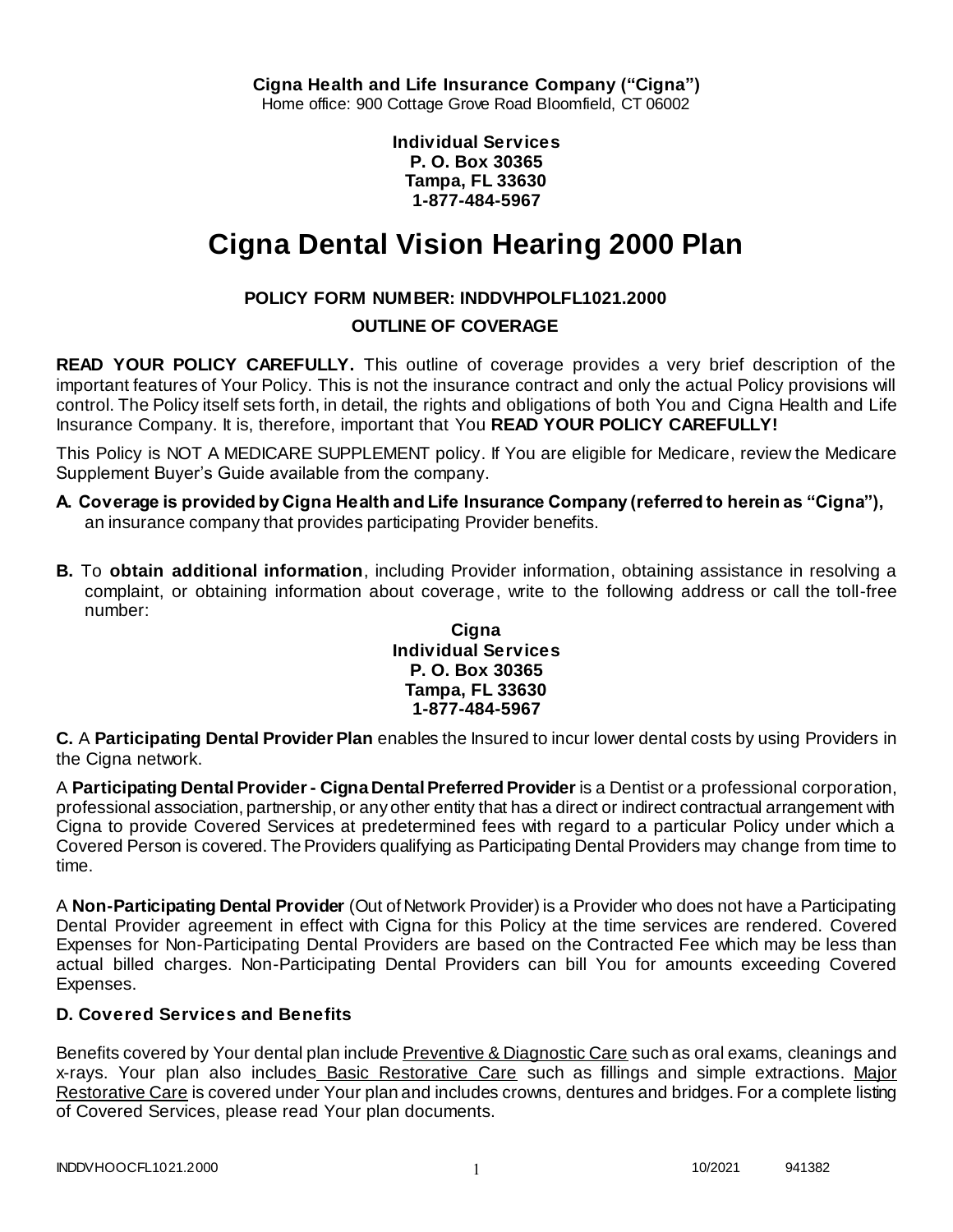**Cigna Health and Life Insurance Company ("Cigna")**
Home office: 900 Cottage Grove Road Bloomfield, CT 06002

**Individual Services**
**P. O. Box 30365**
**Tampa, FL 33630**
**1-877-484-5967**

# Cigna Dental Vision Hearing 2000 Plan

**POLICY FORM NUMBER: INDDVHPOLFL1021.2000**

**OUTLINE OF COVERAGE**

**READ YOUR POLICY CAREFULLY.** This outline of coverage provides a very brief description of the important features of Your Policy. This is not the insurance contract and only the actual Policy provisions will control. The Policy itself sets forth, in detail, the rights and obligations of both You and Cigna Health and Life Insurance Company. It is, therefore, important that You **READ YOUR POLICY CAREFULLY!**

This Policy is NOT A MEDICARE SUPPLEMENT policy. If You are eligible for Medicare, review the Medicare Supplement Buyer's Guide available from the company.

**A. Coverage is provided by Cigna Health and Life Insurance Company (referred to herein as "Cigna"),** an insurance company that provides participating Provider benefits.

**B.** To **obtain additional information**, including Provider information, obtaining assistance in resolving a complaint, or obtaining information about coverage, write to the following address or call the toll-free number:

**Cigna**
**Individual Services**
**P. O. Box 30365**
**Tampa, FL 33630**
**1-877-484-5967**

**C.** A **Participating Dental Provider Plan** enables the Insured to incur lower dental costs by using Providers in the Cigna network.

A **Participating Dental Provider - Cigna Dental Preferred Provider** is a Dentist or a professional corporation, professional association, partnership, or any other entity that has a direct or indirect contractual arrangement with Cigna to provide Covered Services at predetermined fees with regard to a particular Policy under which a Covered Person is covered. The Providers qualifying as Participating Dental Providers may change from time to time.

A **Non-Participating Dental Provider** (Out of Network Provider) is a Provider who does not have a Participating Dental Provider agreement in effect with Cigna for this Policy at the time services are rendered. Covered Expenses for Non-Participating Dental Providers are based on the Contracted Fee which may be less than actual billed charges. Non-Participating Dental Providers can bill You for amounts exceeding Covered Expenses.

**D. Covered Services and Benefits**

Benefits covered by Your dental plan include Preventive & Diagnostic Care such as oral exams, cleanings and x-rays. Your plan also includes Basic Restorative Care such as fillings and simple extractions. Major Restorative Care is covered under Your plan and includes crowns, dentures and bridges. For a complete listing of Covered Services, please read Your plan documents.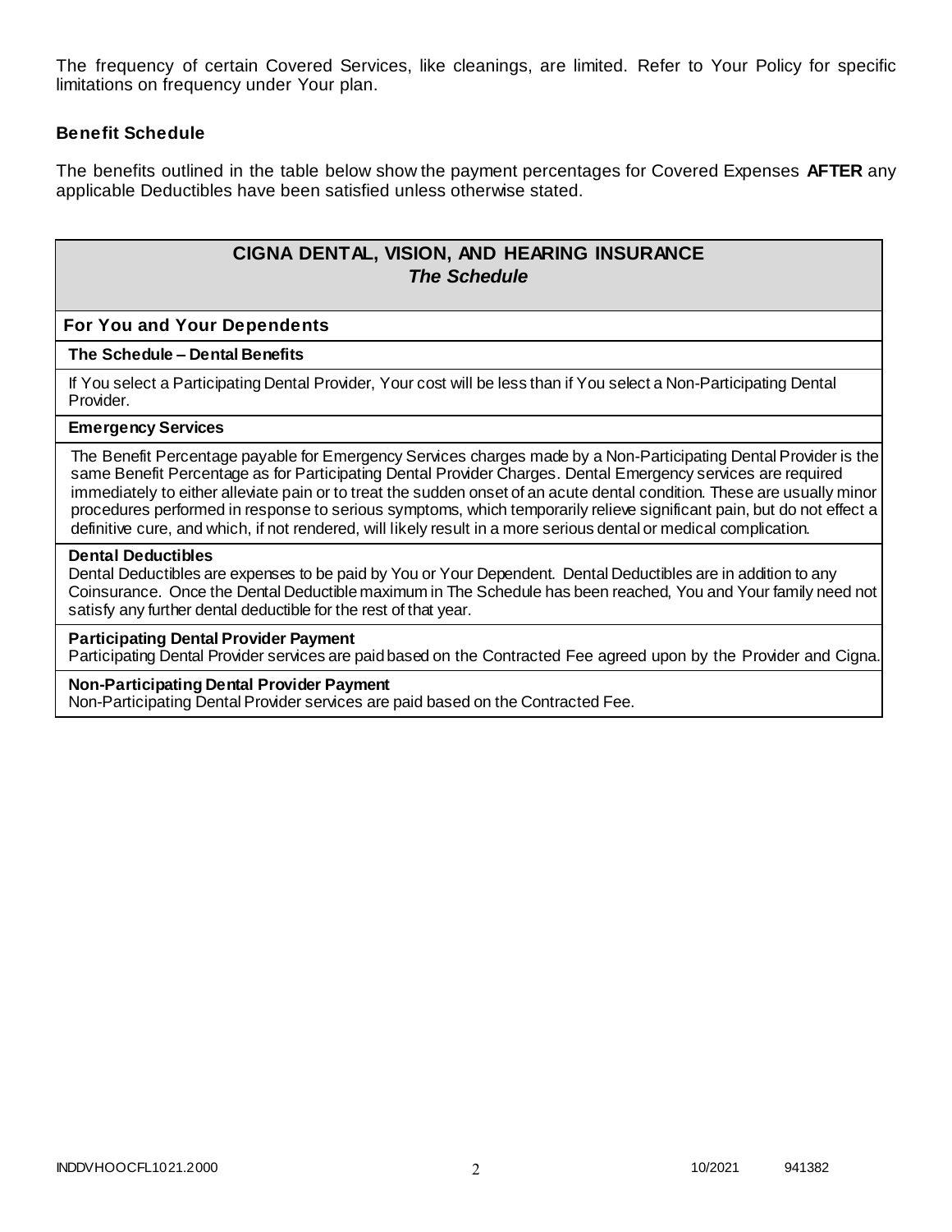The frequency of certain Covered Services, like cleanings, are limited. Refer to Your Policy for specific limitations on frequency under Your plan.

### Benefit Schedule

The benefits outlined in the table below show the payment percentages for Covered Expenses **AFTER** any applicable Deductibles have been satisfied unless otherwise stated.

## CIGNA DENTAL, VISION, AND HEARING INSURANCE
***The Schedule***

### For You and Your Dependents

**The Schedule – Dental Benefits**

If You select a Participating Dental Provider, Your cost will be less than if You select a Non-Participating Dental Provider.

**Emergency Services**

The Benefit Percentage payable for Emergency Services charges made by a Non-Participating Dental Provider is the same Benefit Percentage as for Participating Dental Provider Charges. Dental Emergency services are required immediately to either alleviate pain or to treat the sudden onset of an acute dental condition. These are usually minor procedures performed in response to serious symptoms, which temporarily relieve significant pain, but do not effect a definitive cure, and which, if not rendered, will likely result in a more serious dental or medical complication.

**Dental Deductibles**

Dental Deductibles are expenses to be paid by You or Your Dependent. Dental Deductibles are in addition to any Coinsurance. Once the Dental Deductible maximum in The Schedule has been reached, You and Your family need not satisfy any further dental deductible for the rest of that year.

**Participating Dental Provider Payment**

Participating Dental Provider services are paid based on the Contracted Fee agreed upon by the Provider and Cigna.

**Non-Participating Dental Provider Payment**

Non-Participating Dental Provider services are paid based on the Contracted Fee.

INDDVHOOCFL1021.2000 10/2021 941382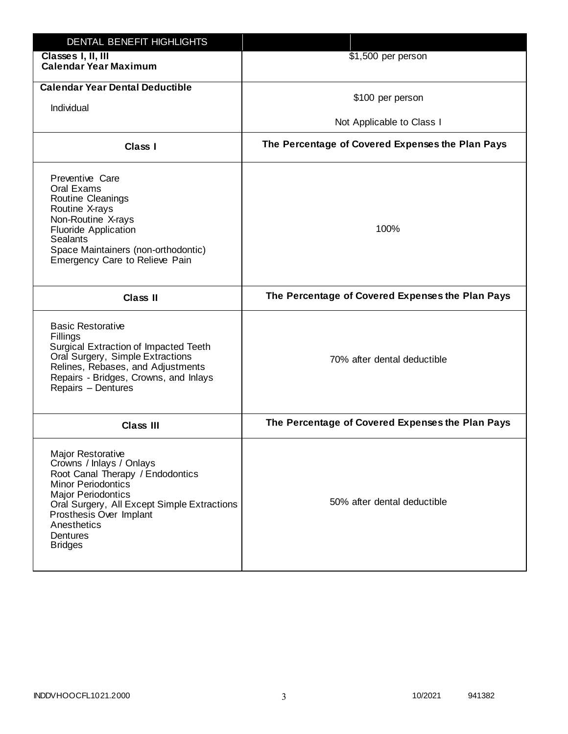| DENTAL BENEFIT HIGHLIGHTS | |
|---|---|
| **Classes I, II, III<br>Calendar Year Maximum** | $1,500 per person |
| **Calendar Year Dental Deductible**<br>Individual | $100 per person<br>Not Applicable to Class I |
| **Class I** | **The Percentage of Covered Expenses the Plan Pays** |
| Preventive Care<br>Oral Exams<br>Routine Cleanings<br>Routine X-rays<br>Non-Routine X-rays<br>Fluoride Application<br>Sealants<br>Space Maintainers (non-orthodontic)<br>Emergency Care to Relieve Pain | 100% |
| **Class II** | **The Percentage of Covered Expenses the Plan Pays** |
| Basic Restorative<br>Fillings<br>Surgical Extraction of Impacted Teeth<br>Oral Surgery, Simple Extractions<br>Relines, Rebases, and Adjustments<br>Repairs - Bridges, Crowns, and Inlays<br>Repairs – Dentures | 70% after dental deductible |
| **Class III** | **The Percentage of Covered Expenses the Plan Pays** |
| Major Restorative<br>Crowns / Inlays / Onlays<br>Root Canal Therapy / Endodontics<br>Minor Periodontics<br>Major Periodontics<br>Oral Surgery, All Except Simple Extractions<br>Prosthesis Over Implant<br>Anesthetics<br>Dentures<br>Bridges | 50% after dental deductible |

INDDVHOOCFL1021.2000 10/2021 941382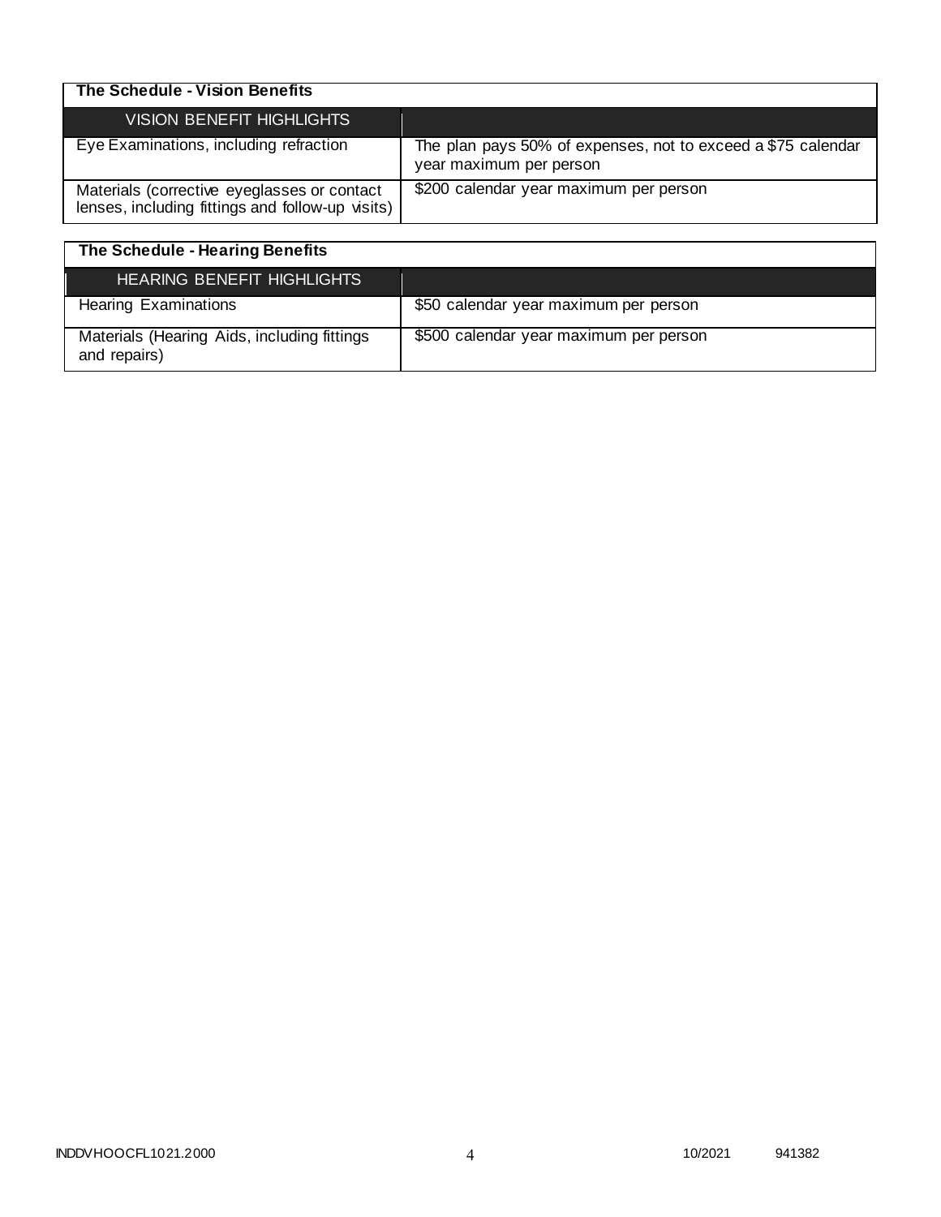| The Schedule - Vision Benefits | |
|---|---|
| VISION BENEFIT HIGHLIGHTS | |
| Eye Examinations, including refraction | The plan pays 50% of expenses, not to exceed a $75 calendar year maximum per person |
| Materials (corrective eyeglasses or contact lenses, including fittings and follow-up visits) | $200 calendar year maximum per person |

| The Schedule - Hearing Benefits | |
|---|---|
| HEARING BENEFIT HIGHLIGHTS | |
| Hearing Examinations | $50 calendar year maximum per person |
| Materials (Hearing Aids, including fittings and repairs) | $500 calendar year maximum per person |

INDDVHOOCFL1021.2000 10/2021 941382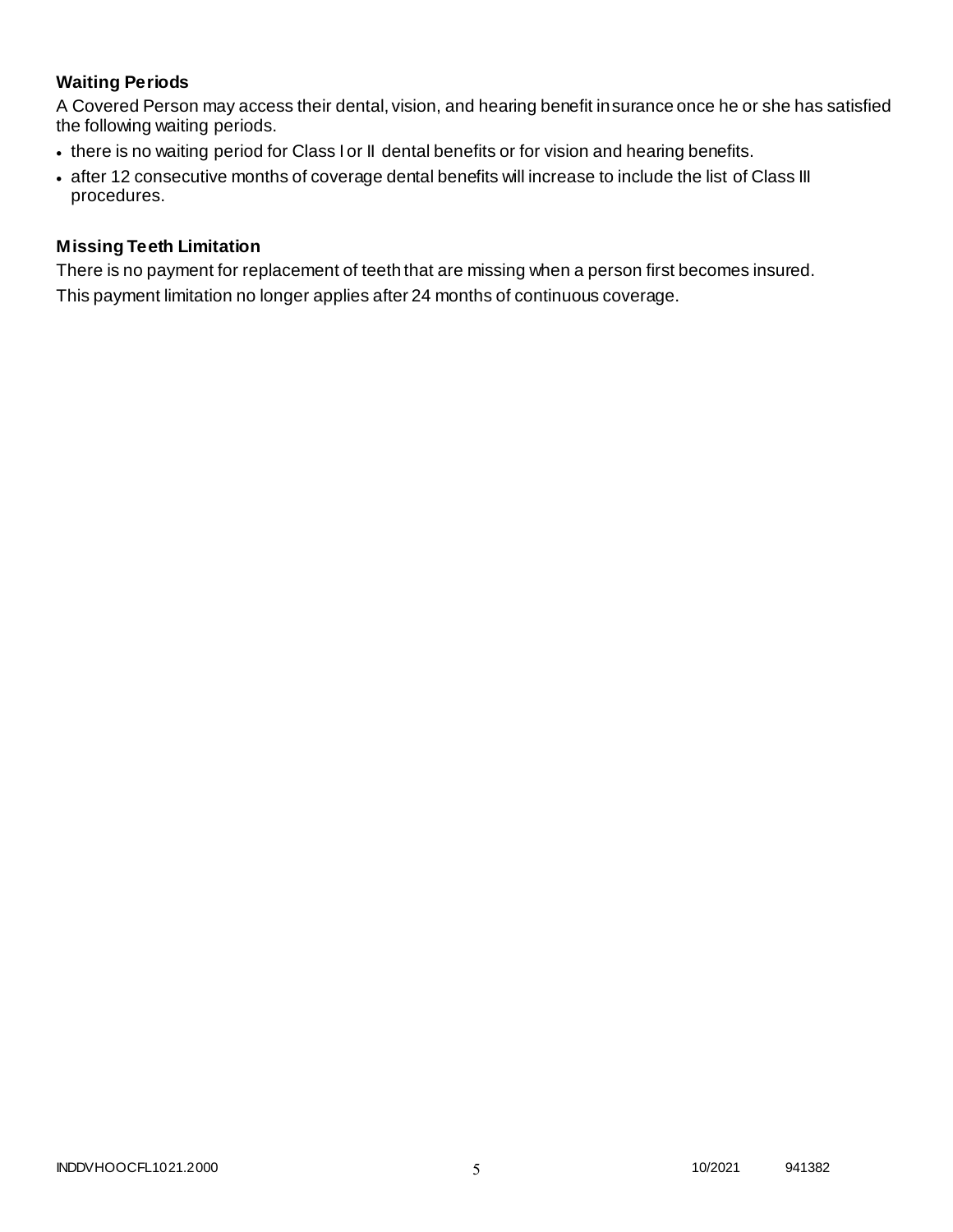### Waiting Periods

A Covered Person may access their dental, vision, and hearing benefit insurance once he or she has satisfied the following waiting periods.

- there is no waiting period for Class I or II dental benefits or for vision and hearing benefits.
- after 12 consecutive months of coverage dental benefits will increase to include the list of Class III procedures.

### Missing Teeth Limitation

There is no payment for replacement of teeth that are missing when a person first becomes insured.

This payment limitation no longer applies after 24 months of continuous coverage.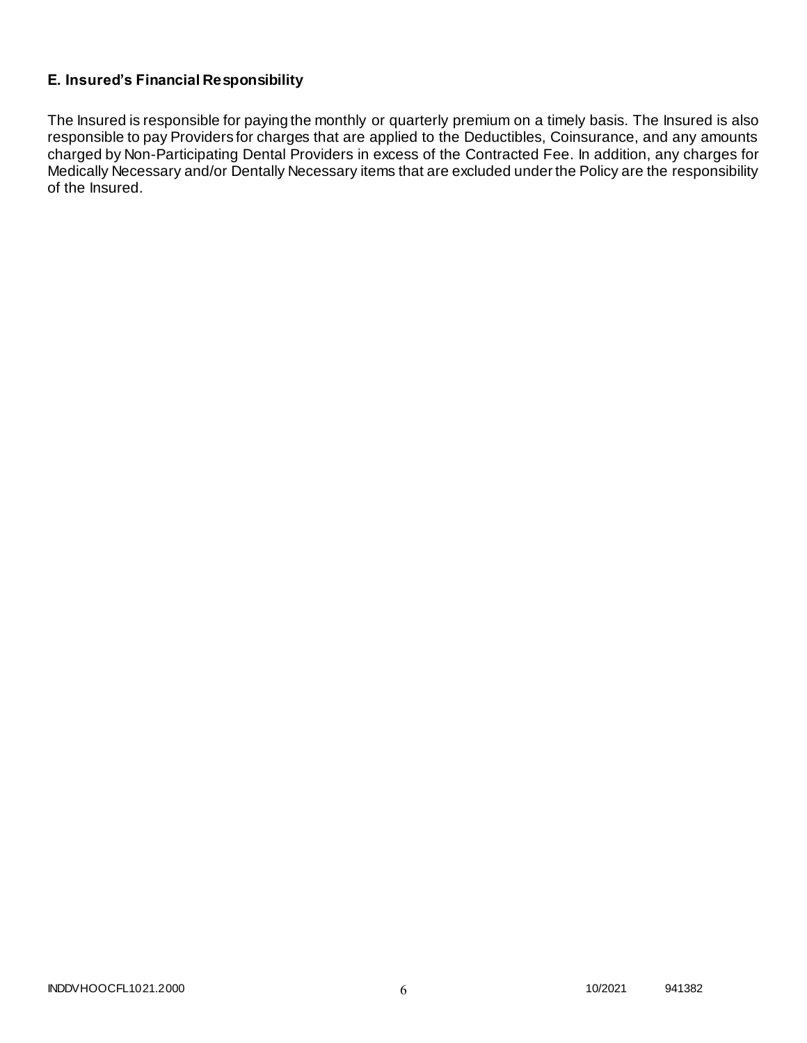### E. Insured's Financial Responsibility

The Insured is responsible for paying the monthly or quarterly premium on a timely basis. The Insured is also responsible to pay Providers for charges that are applied to the Deductibles, Coinsurance, and any amounts charged by Non-Participating Dental Providers in excess of the Contracted Fee. In addition, any charges for Medically Necessary and/or Dentally Necessary items that are excluded under the Policy are the responsibility of the Insured.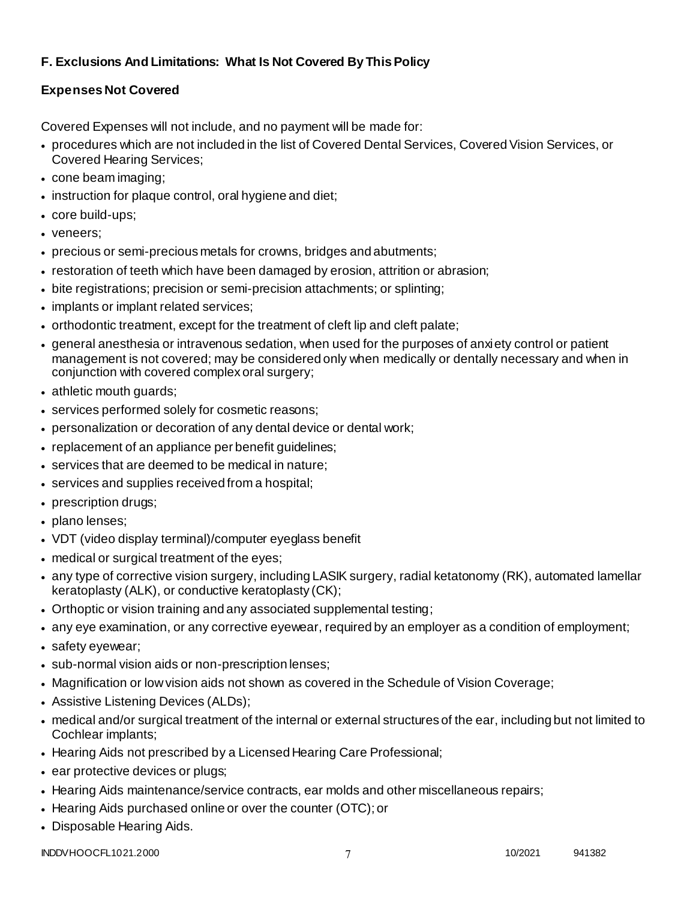### F. Exclusions And Limitations: What Is Not Covered By This Policy

### Expenses Not Covered

Covered Expenses will not include, and no payment will be made for:

- procedures which are not included in the list of Covered Dental Services, Covered Vision Services, or Covered Hearing Services;
- cone beam imaging;
- instruction for plaque control, oral hygiene and diet;
- core build-ups;
- veneers;
- precious or semi-precious metals for crowns, bridges and abutments;
- restoration of teeth which have been damaged by erosion, attrition or abrasion;
- bite registrations; precision or semi-precision attachments; or splinting;
- implants or implant related services;
- orthodontic treatment, except for the treatment of cleft lip and cleft palate;
- general anesthesia or intravenous sedation, when used for the purposes of anxiety control or patient management is not covered; may be considered only when medically or dentally necessary and when in conjunction with covered complex oral surgery;
- athletic mouth guards;
- services performed solely for cosmetic reasons;
- personalization or decoration of any dental device or dental work;
- replacement of an appliance per benefit guidelines;
- services that are deemed to be medical in nature;
- services and supplies received from a hospital;
- prescription drugs;
- plano lenses;
- VDT (video display terminal)/computer eyeglass benefit
- medical or surgical treatment of the eyes;
- any type of corrective vision surgery, including LASIK surgery, radial ketatonomy (RK), automated lamellar keratoplasty (ALK), or conductive keratoplasty (CK);
- Orthoptic or vision training and any associated supplemental testing;
- any eye examination, or any corrective eyewear, required by an employer as a condition of employment;
- safety eyewear;
- sub-normal vision aids or non-prescription lenses;
- Magnification or low vision aids not shown as covered in the Schedule of Vision Coverage;
- Assistive Listening Devices (ALDs);
- medical and/or surgical treatment of the internal or external structures of the ear, including but not limited to Cochlear implants;
- Hearing Aids not prescribed by a Licensed Hearing Care Professional;
- ear protective devices or plugs;
- Hearing Aids maintenance/service contracts, ear molds and other miscellaneous repairs;
- Hearing Aids purchased online or over the counter (OTC); or
- Disposable Hearing Aids.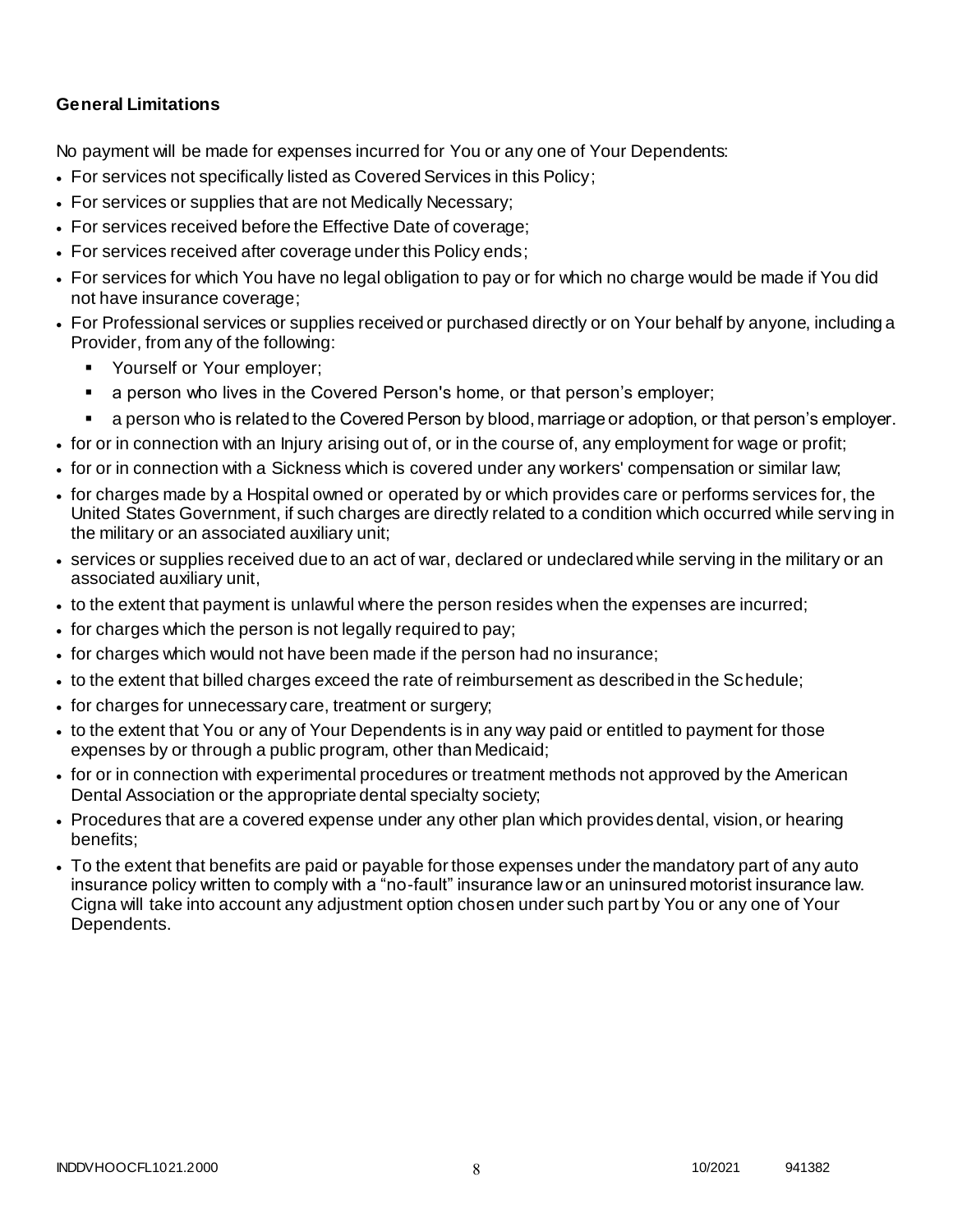**General Limitations**

No payment will be made for expenses incurred for You or any one of Your Dependents:

- For services not specifically listed as Covered Services in this Policy;
- For services or supplies that are not Medically Necessary;
- For services received before the Effective Date of coverage;
- For services received after coverage under this Policy ends;
- For services for which You have no legal obligation to pay or for which no charge would be made if You did not have insurance coverage;
- For Professional services or supplies received or purchased directly or on Your behalf by anyone, including a Provider, from any of the following:
  - Yourself or Your employer;
  - a person who lives in the Covered Person's home, or that person's employer;
  - a person who is related to the Covered Person by blood, marriage or adoption, or that person's employer.
- for or in connection with an Injury arising out of, or in the course of, any employment for wage or profit;
- for or in connection with a Sickness which is covered under any workers' compensation or similar law;
- for charges made by a Hospital owned or operated by or which provides care or performs services for, the United States Government, if such charges are directly related to a condition which occurred while serving in the military or an associated auxiliary unit;
- services or supplies received due to an act of war, declared or undeclared while serving in the military or an associated auxiliary unit,
- to the extent that payment is unlawful where the person resides when the expenses are incurred;
- for charges which the person is not legally required to pay;
- for charges which would not have been made if the person had no insurance;
- to the extent that billed charges exceed the rate of reimbursement as described in the Schedule;
- for charges for unnecessary care, treatment or surgery;
- to the extent that You or any of Your Dependents is in any way paid or entitled to payment for those expenses by or through a public program, other than Medicaid;
- for or in connection with experimental procedures or treatment methods not approved by the American Dental Association or the appropriate dental specialty society;
- Procedures that are a covered expense under any other plan which provides dental, vision, or hearing benefits;
- To the extent that benefits are paid or payable for those expenses under the mandatory part of any auto insurance policy written to comply with a "no-fault" insurance law or an uninsured motorist insurance law. Cigna will take into account any adjustment option chosen under such part by You or any one of Your Dependents.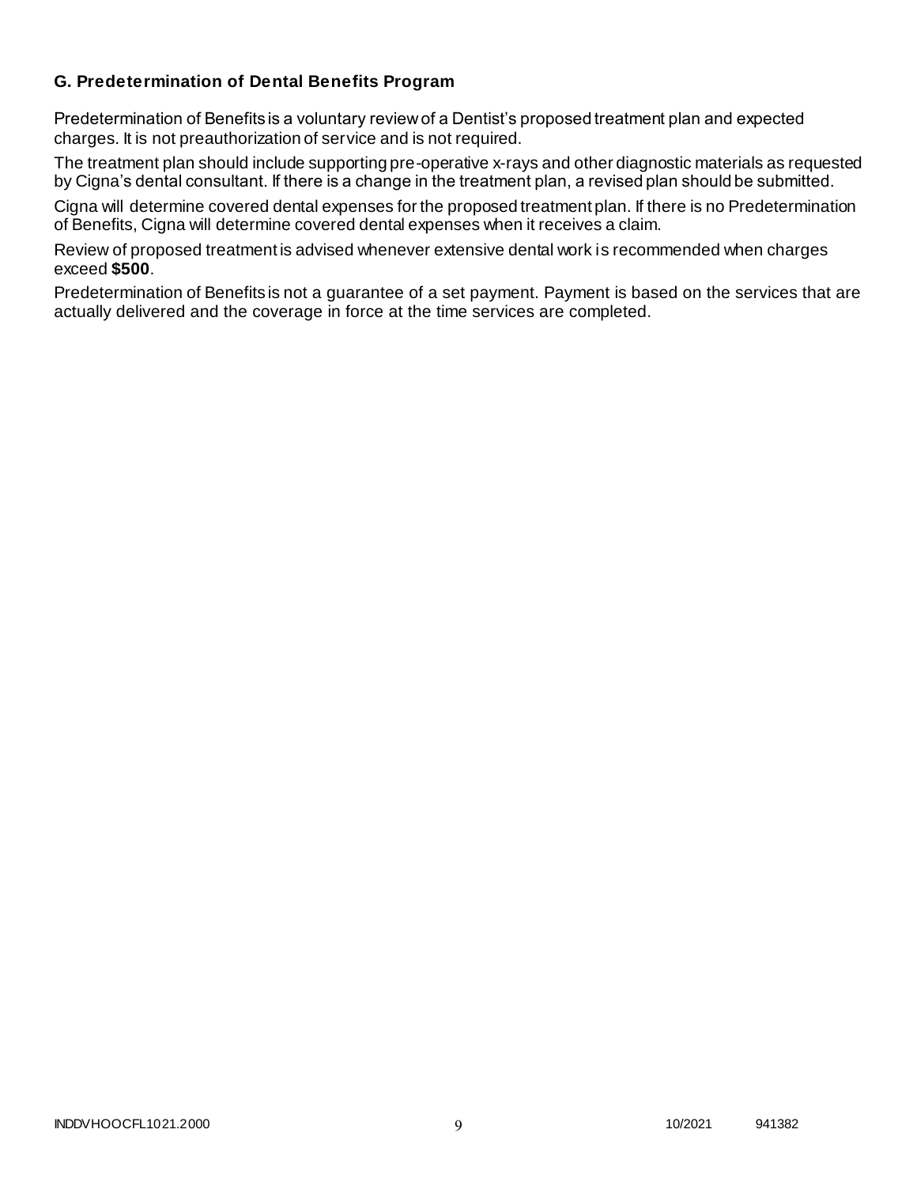### G. Predetermination of Dental Benefits Program

Predetermination of Benefits is a voluntary review of a Dentist's proposed treatment plan and expected charges. It is not preauthorization of service and is not required.

The treatment plan should include supporting pre-operative x-rays and other diagnostic materials as requested by Cigna's dental consultant. If there is a change in the treatment plan, a revised plan should be submitted.

Cigna will determine covered dental expenses for the proposed treatment plan. If there is no Predetermination of Benefits, Cigna will determine covered dental expenses when it receives a claim.

Review of proposed treatment is advised whenever extensive dental work is recommended when charges exceed **$500**.

Predetermination of Benefits is not a guarantee of a set payment. Payment is based on the services that are actually delivered and the coverage in force at the time services are completed.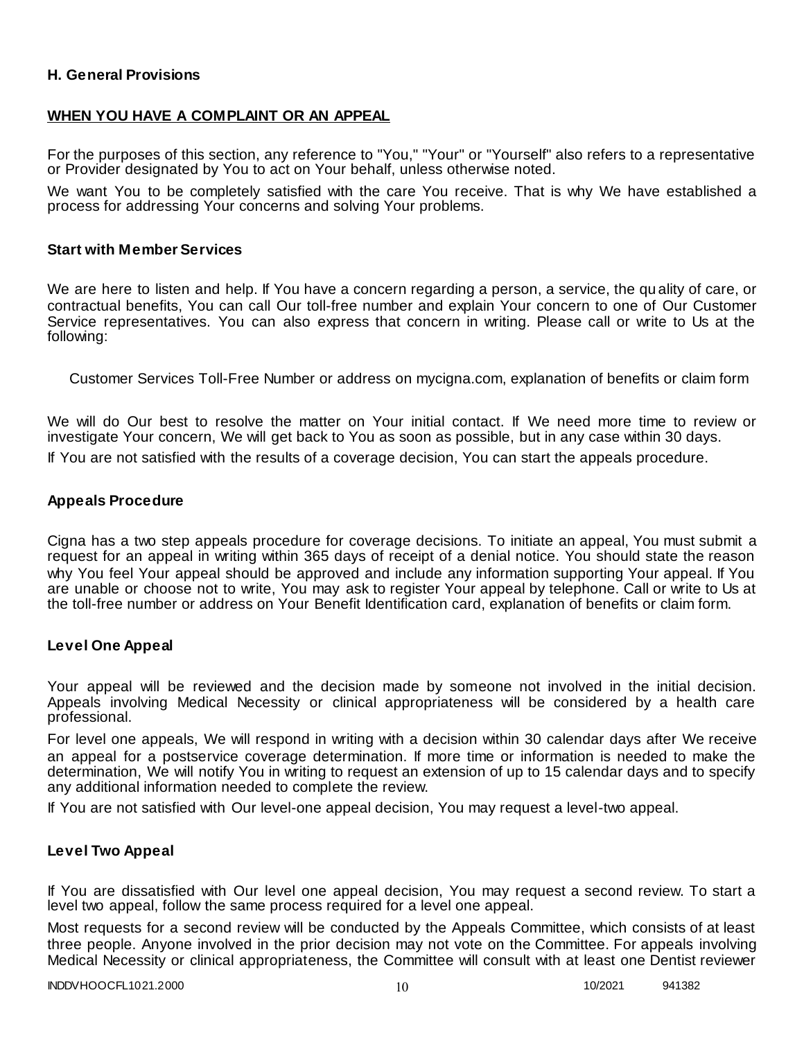### H. General Provisions

**WHEN YOU HAVE A COMPLAINT OR AN APPEAL**

For the purposes of this section, any reference to "You," "Your" or "Yourself" also refers to a representative or Provider designated by You to act on Your behalf, unless otherwise noted.

We want You to be completely satisfied with the care You receive. That is why We have established a process for addressing Your concerns and solving Your problems.

#### Start with Member Services

We are here to listen and help. If You have a concern regarding a person, a service, the quality of care, or contractual benefits, You can call Our toll-free number and explain Your concern to one of Our Customer Service representatives. You can also express that concern in writing. Please call or write to Us at the following:

Customer Services Toll-Free Number or address on mycigna.com, explanation of benefits or claim form

We will do Our best to resolve the matter on Your initial contact. If We need more time to review or investigate Your concern, We will get back to You as soon as possible, but in any case within 30 days.

If You are not satisfied with the results of a coverage decision, You can start the appeals procedure.

#### Appeals Procedure

Cigna has a two step appeals procedure for coverage decisions. To initiate an appeal, You must submit a request for an appeal in writing within 365 days of receipt of a denial notice. You should state the reason why You feel Your appeal should be approved and include any information supporting Your appeal. If You are unable or choose not to write, You may ask to register Your appeal by telephone. Call or write to Us at the toll-free number or address on Your Benefit Identification card, explanation of benefits or claim form.

#### Level One Appeal

Your appeal will be reviewed and the decision made by someone not involved in the initial decision. Appeals involving Medical Necessity or clinical appropriateness will be considered by a health care professional.

For level one appeals, We will respond in writing with a decision within 30 calendar days after We receive an appeal for a postservice coverage determination. If more time or information is needed to make the determination, We will notify You in writing to request an extension of up to 15 calendar days and to specify any additional information needed to complete the review.

If You are not satisfied with Our level-one appeal decision, You may request a level-two appeal.

#### Level Two Appeal

If You are dissatisfied with Our level one appeal decision, You may request a second review. To start a level two appeal, follow the same process required for a level one appeal.

Most requests for a second review will be conducted by the Appeals Committee, which consists of at least three people. Anyone involved in the prior decision may not vote on the Committee. For appeals involving Medical Necessity or clinical appropriateness, the Committee will consult with at least one Dentist reviewer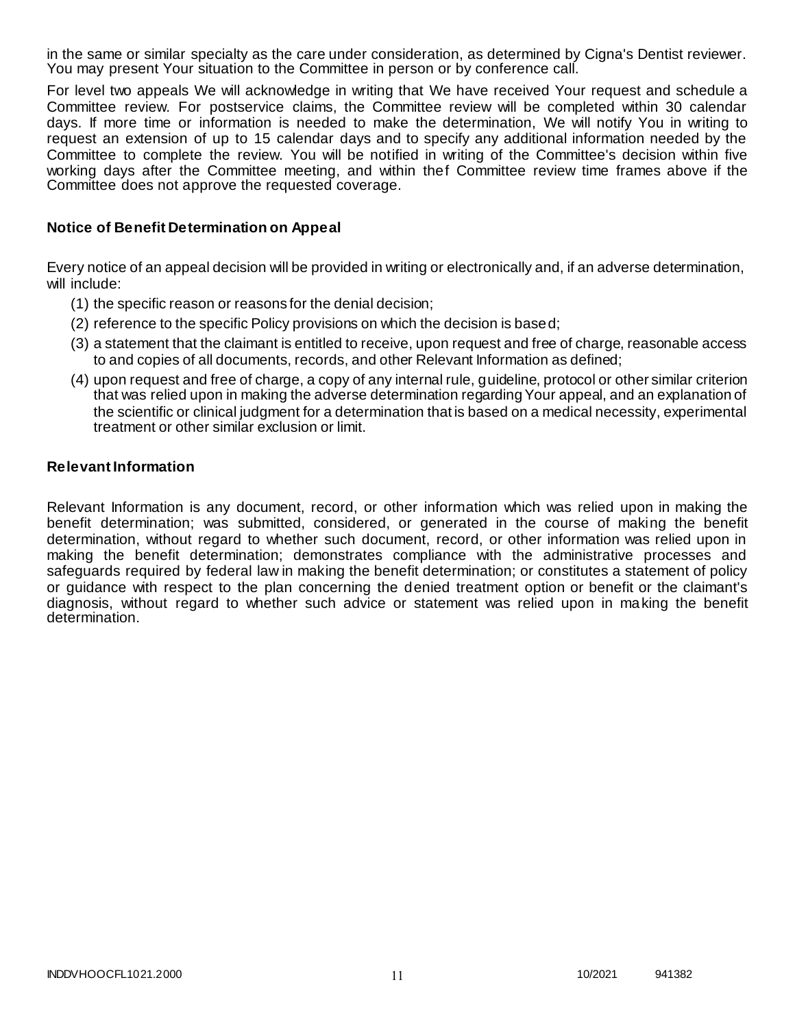in the same or similar specialty as the care under consideration, as determined by Cigna's Dentist reviewer. You may present Your situation to the Committee in person or by conference call.

For level two appeals We will acknowledge in writing that We have received Your request and schedule a Committee review. For postservice claims, the Committee review will be completed within 30 calendar days. If more time or information is needed to make the determination, We will notify You in writing to request an extension of up to 15 calendar days and to specify any additional information needed by the Committee to complete the review. You will be notified in writing of the Committee's decision within five working days after the Committee meeting, and within thef Committee review time frames above if the Committee does not approve the requested coverage.

### Notice of Benefit Determination on Appeal

Every notice of an appeal decision will be provided in writing or electronically and, if an adverse determination, will include:

(1) the specific reason or reasons for the denial decision;

(2) reference to the specific Policy provisions on which the decision is based;

(3) a statement that the claimant is entitled to receive, upon request and free of charge, reasonable access to and copies of all documents, records, and other Relevant Information as defined;

(4) upon request and free of charge, a copy of any internal rule, guideline, protocol or other similar criterion that was relied upon in making the adverse determination regarding Your appeal, and an explanation of the scientific or clinical judgment for a determination that is based on a medical necessity, experimental treatment or other similar exclusion or limit.

### Relevant Information

Relevant Information is any document, record, or other information which was relied upon in making the benefit determination; was submitted, considered, or generated in the course of making the benefit determination, without regard to whether such document, record, or other information was relied upon in making the benefit determination; demonstrates compliance with the administrative processes and safeguards required by federal law in making the benefit determination; or constitutes a statement of policy or guidance with respect to the plan concerning the denied treatment option or benefit or the claimant's diagnosis, without regard to whether such advice or statement was relied upon in making the benefit determination.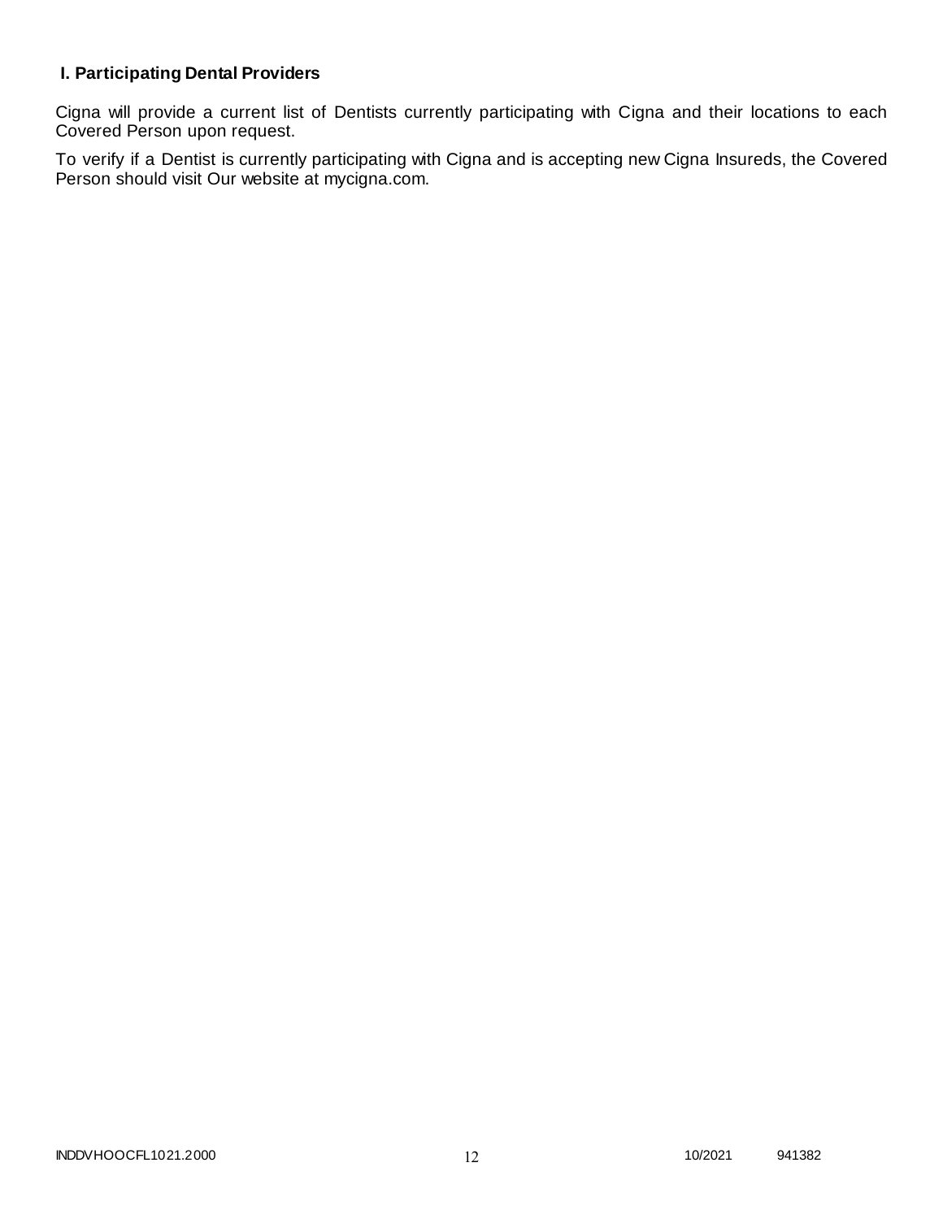## I. Participating Dental Providers

Cigna will provide a current list of Dentists currently participating with Cigna and their locations to each Covered Person upon request.

To verify if a Dentist is currently participating with Cigna and is accepting new Cigna Insureds, the Covered Person should visit Our website at mycigna.com.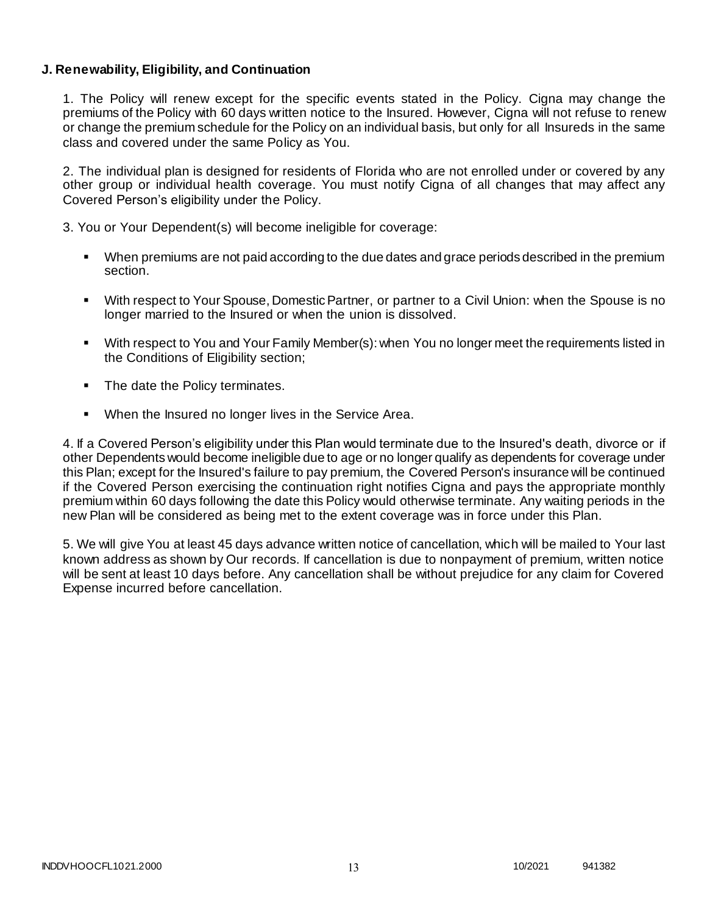**J. Renewability, Eligibility, and Continuation**

1. The Policy will renew except for the specific events stated in the Policy. Cigna may change the premiums of the Policy with 60 days written notice to the Insured. However, Cigna will not refuse to renew or change the premium schedule for the Policy on an individual basis, but only for all Insureds in the same class and covered under the same Policy as You.

2. The individual plan is designed for residents of Florida who are not enrolled under or covered by any other group or individual health coverage. You must notify Cigna of all changes that may affect any Covered Person's eligibility under the Policy.

3. You or Your Dependent(s) will become ineligible for coverage:

- When premiums are not paid according to the due dates and grace periods described in the premium section.
- With respect to Your Spouse, Domestic Partner, or partner to a Civil Union: when the Spouse is no longer married to the Insured or when the union is dissolved.
- With respect to You and Your Family Member(s): when You no longer meet the requirements listed in the Conditions of Eligibility section;
- The date the Policy terminates.
- When the Insured no longer lives in the Service Area.

4. If a Covered Person's eligibility under this Plan would terminate due to the Insured's death, divorce or if other Dependents would become ineligible due to age or no longer qualify as dependents for coverage under this Plan; except for the Insured's failure to pay premium, the Covered Person's insurance will be continued if the Covered Person exercising the continuation right notifies Cigna and pays the appropriate monthly premium within 60 days following the date this Policy would otherwise terminate. Any waiting periods in the new Plan will be considered as being met to the extent coverage was in force under this Plan.

5. We will give You at least 45 days advance written notice of cancellation, which will be mailed to Your last known address as shown by Our records. If cancellation is due to nonpayment of premium, written notice will be sent at least 10 days before. Any cancellation shall be without prejudice for any claim for Covered Expense incurred before cancellation.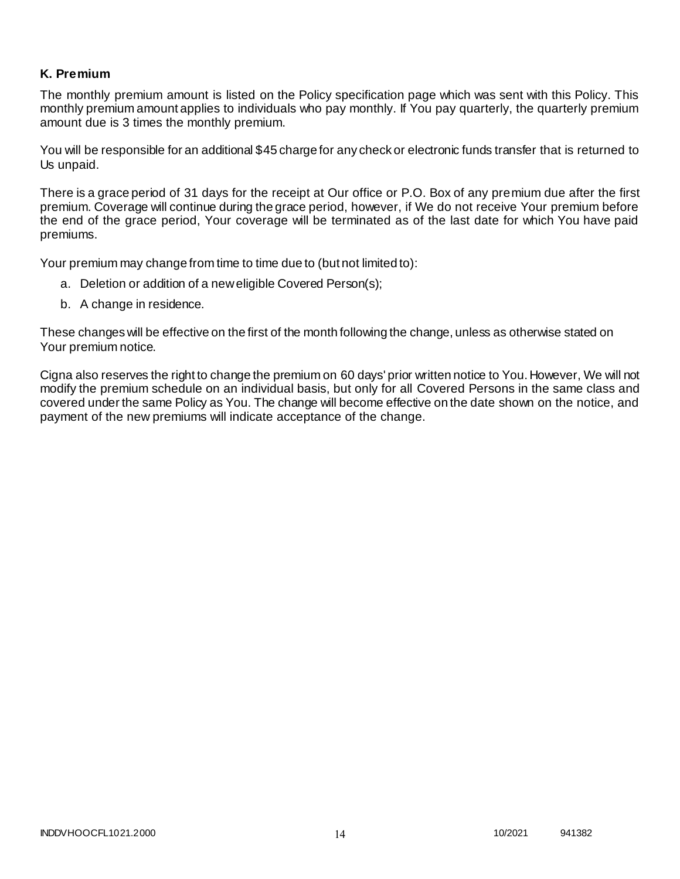### K. Premium

The monthly premium amount is listed on the Policy specification page which was sent with this Policy. This monthly premium amount applies to individuals who pay monthly. If You pay quarterly, the quarterly premium amount due is 3 times the monthly premium.

You will be responsible for an additional $45 charge for any check or electronic funds transfer that is returned to Us unpaid.

There is a grace period of 31 days for the receipt at Our office or P.O. Box of any premium due after the first premium. Coverage will continue during the grace period, however, if We do not receive Your premium before the end of the grace period, Your coverage will be terminated as of the last date for which You have paid premiums.

Your premium may change from time to time due to (but not limited to):

a. Deletion or addition of a new eligible Covered Person(s);
b. A change in residence.

These changes will be effective on the first of the month following the change, unless as otherwise stated on Your premium notice.

Cigna also reserves the right to change the premium on 60 days' prior written notice to You. However, We will not modify the premium schedule on an individual basis, but only for all Covered Persons in the same class and covered under the same Policy as You. The change will become effective on the date shown on the notice, and payment of the new premiums will indicate acceptance of the change.